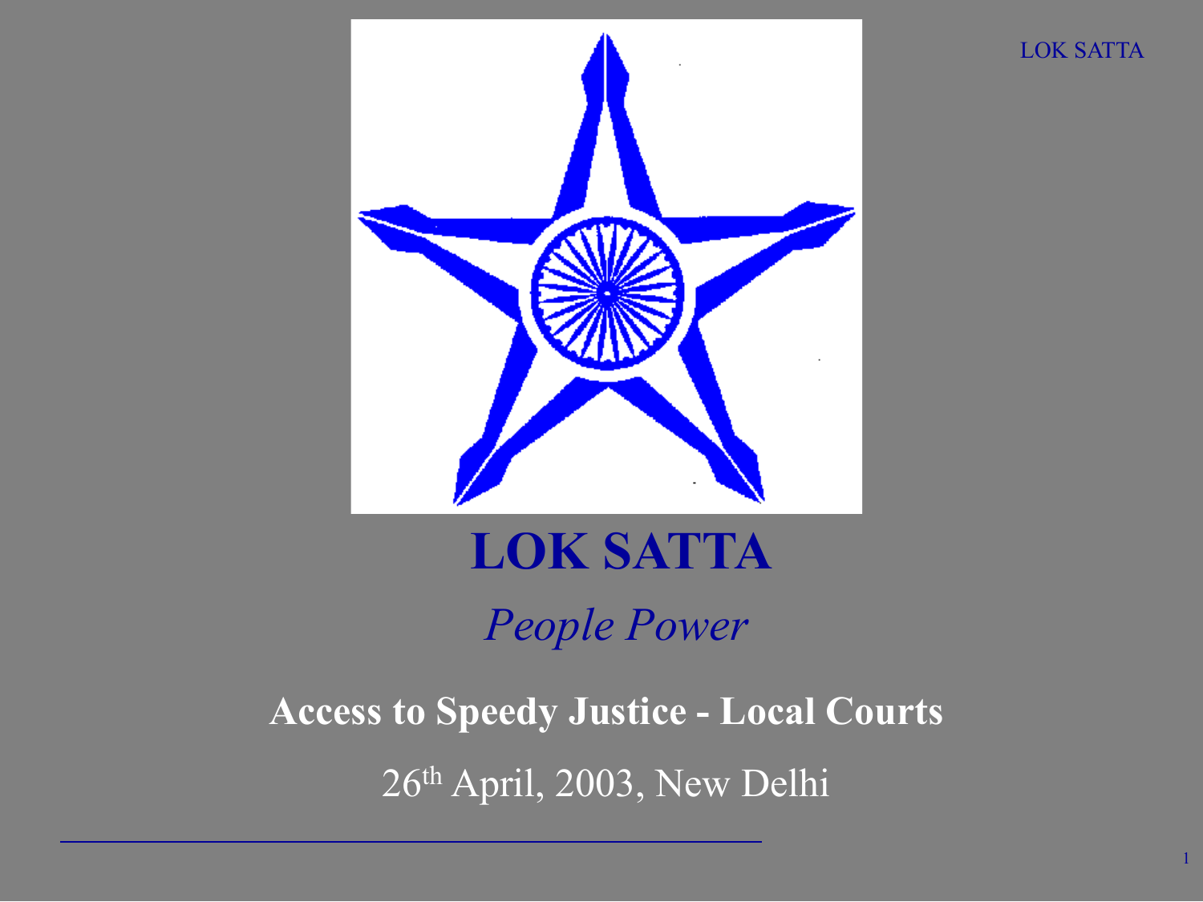# LOK SATTA

*People Power*

**Access to Speedy Justice - Local Courts**

26th April, 2003, New Delhi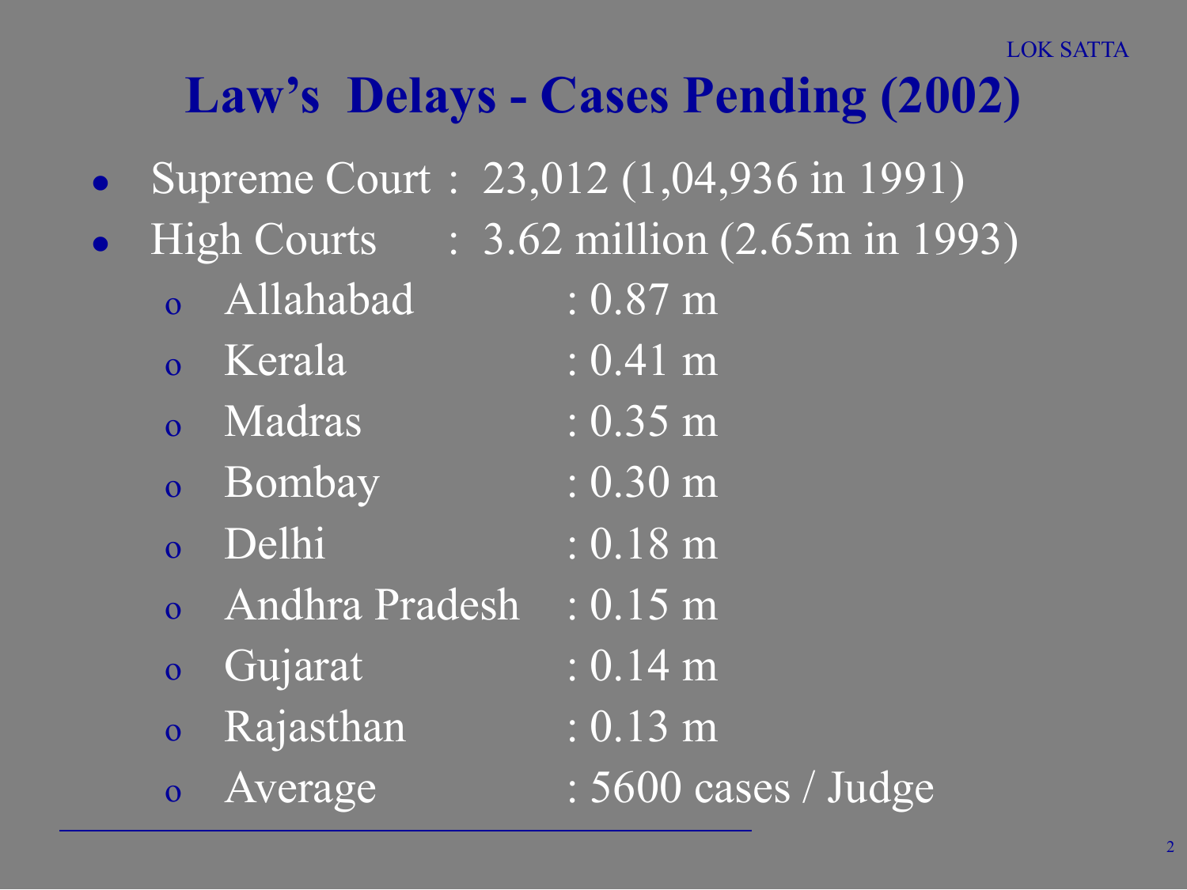# Law's Delays - Cases Pending (2002)

- Supreme Court : 23,012 (1,04,936 in 1991)
- High Courts : 3.62 million (2.65m in 1993)
  - Allahabad : 0.87 m
  - Kerala : 0.41 m
  - Madras : 0.35 m
  - Bombay : 0.30 m
  - Delhi : 0.18 m
  - Andhra Pradesh : 0.15 m
  - Gujarat : 0.14 m
  - Rajasthan : 0.13 m
  - Average : 5600 cases / Judge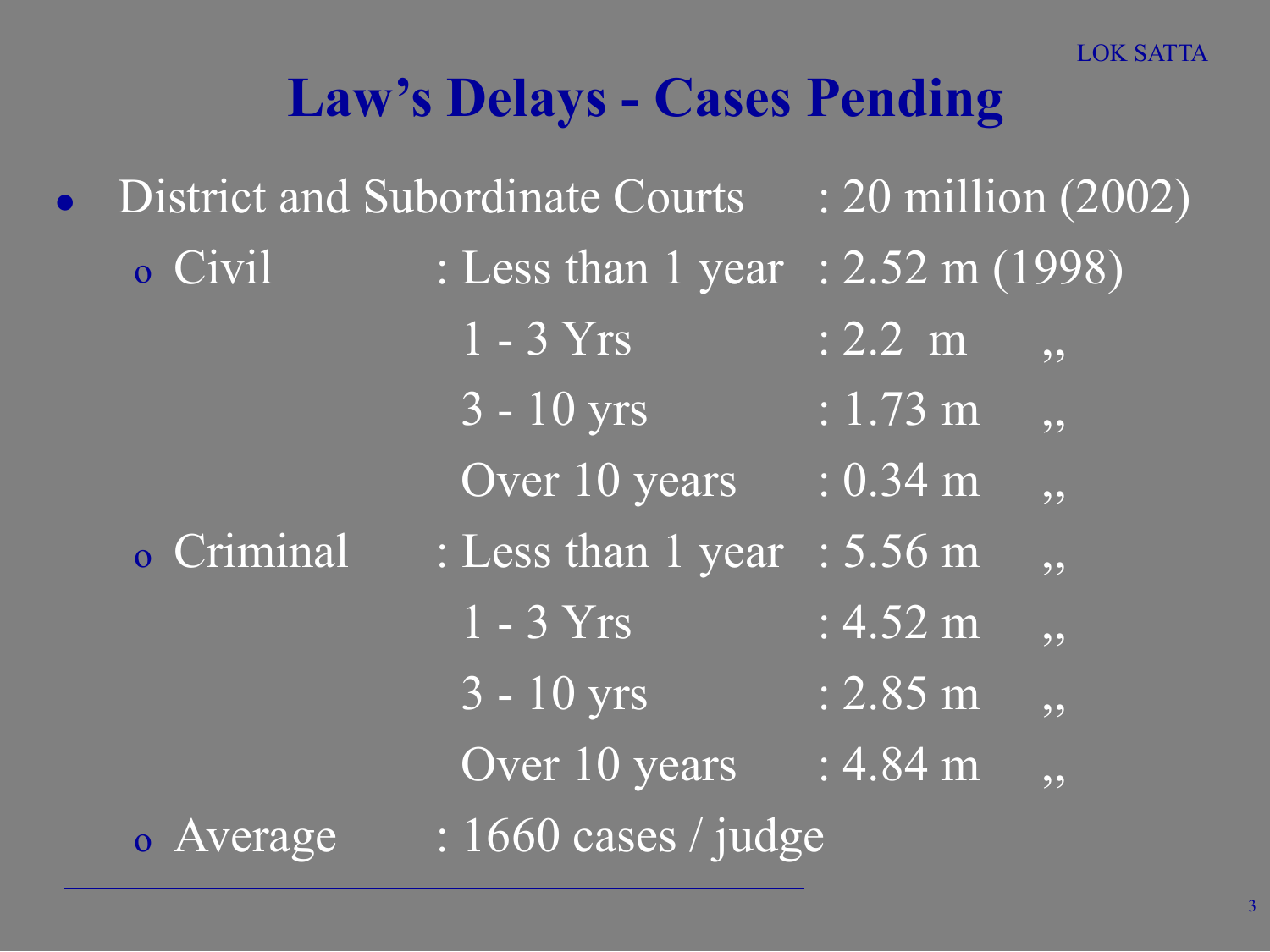# Law's Delays - Cases Pending

- District and Subordinate Courts : 20 million (2002)
  - Civil : Less than 1 year : 2.52 m (1998)
    - 1 - 3 Yrs : 2.2 m ,,
    - 3 - 10 yrs : 1.73 m ,,
    - Over 10 years : 0.34 m ,,
  - Criminal : Less than 1 year : 5.56 m ,,
    - 1 - 3 Yrs : 4.52 m ,,
    - 3 - 10 yrs : 2.85 m ,,
    - Over 10 years : 4.84 m ,,
  - Average : 1660 cases / judge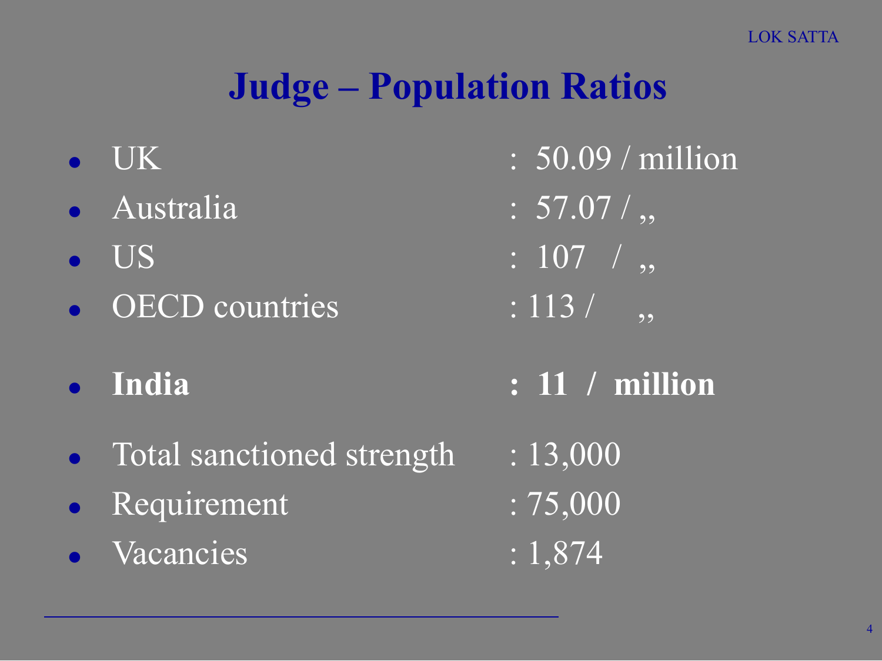# Judge – Population Ratios

- UK : 50.09 / million
- Australia : 57.07 / ,,
- US : 107 / ,,
- OECD countries : 113 / ,,

- **India : 11 / million**

- Total sanctioned strength : 13,000
- Requirement : 75,000
- Vacancies : 1,874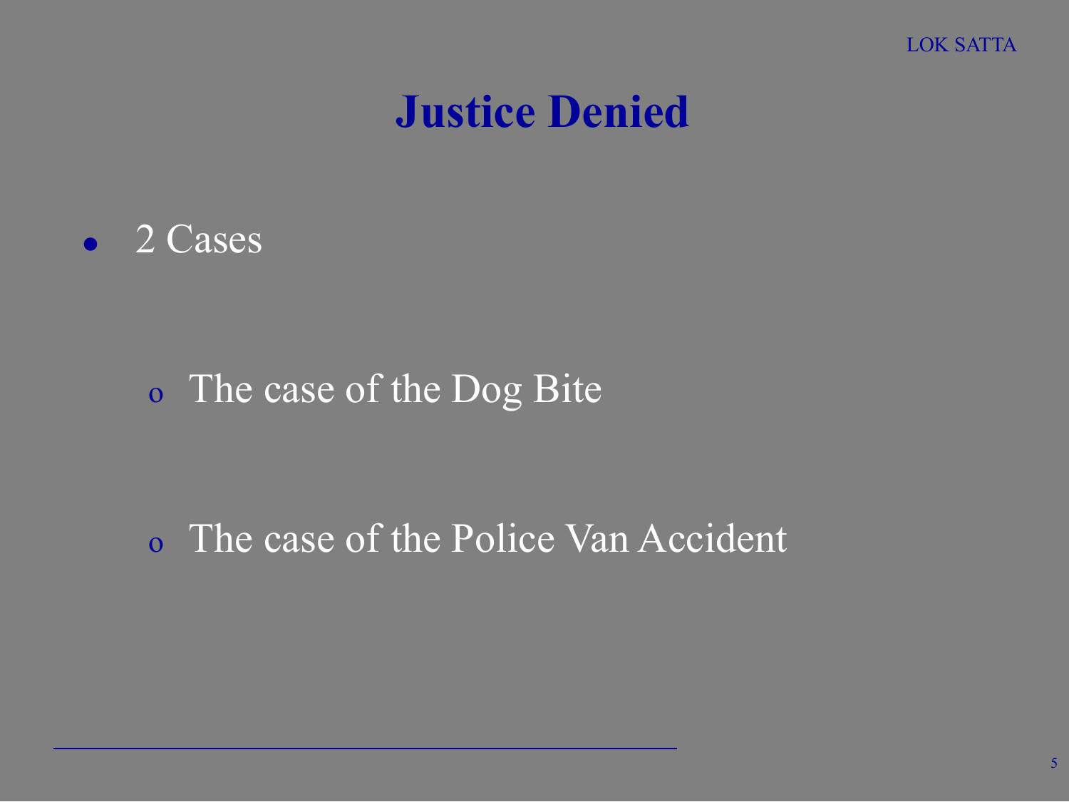# Justice Denied

- 2 Cases
  - The case of the Dog Bite
  - The case of the Police Van Accident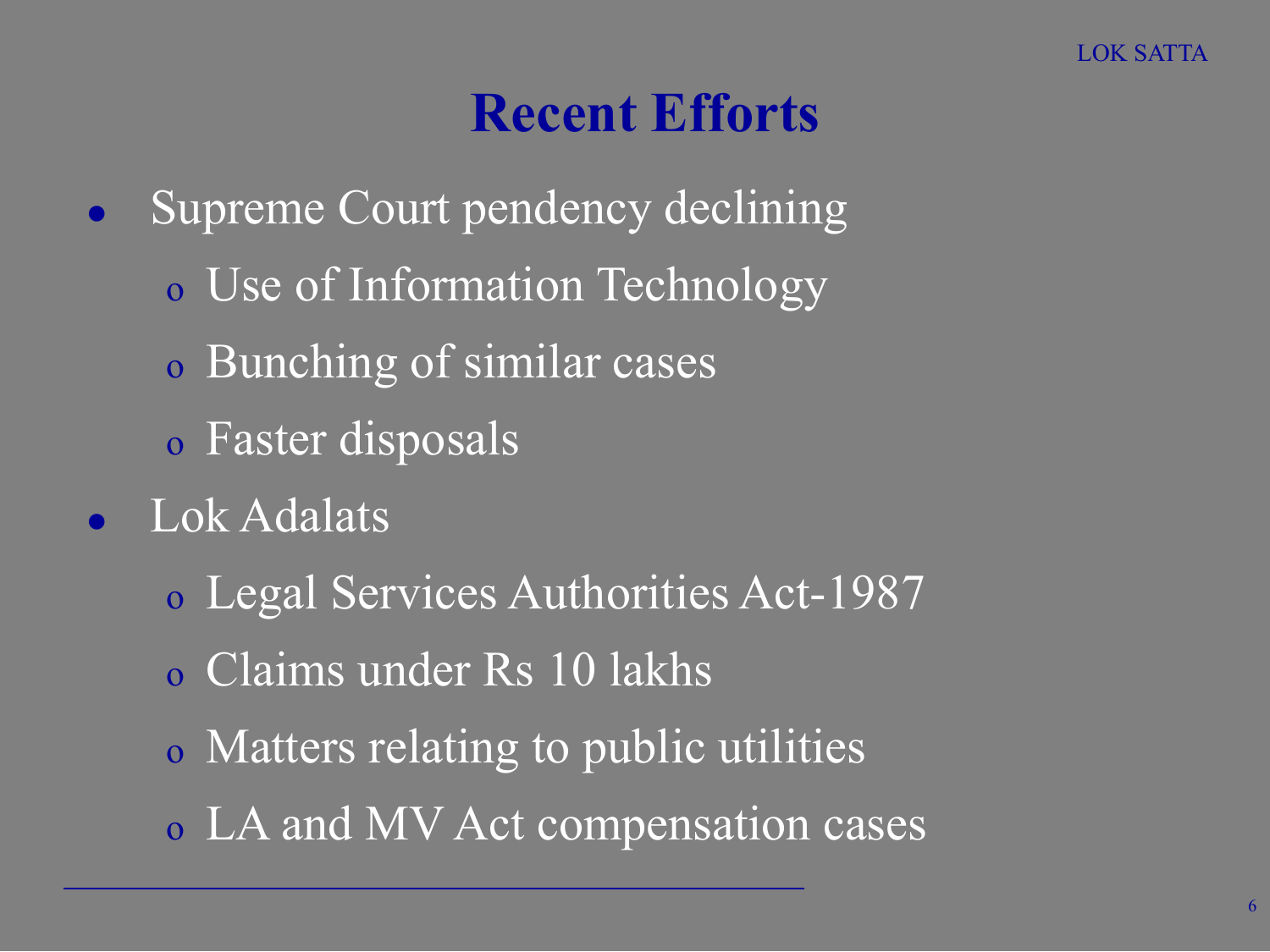# Recent Efforts

- Supreme Court pendency declining
  - Use of Information Technology
  - Bunching of similar cases
  - Faster disposals
- Lok Adalats
  - Legal Services Authorities Act-1987
  - Claims under Rs 10 lakhs
  - Matters relating to public utilities
  - LA and MV Act compensation cases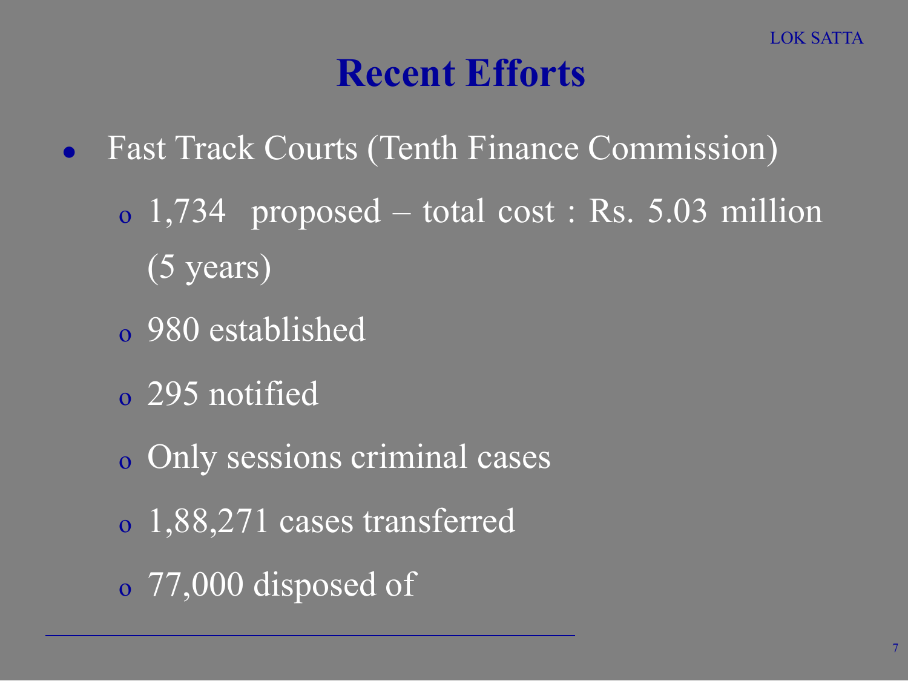# Recent Efforts

- Fast Track Courts (Tenth Finance Commission)
  - 1,734 proposed – total cost : Rs. 5.03 million (5 years)
  - 980 established
  - 295 notified
  - Only sessions criminal cases
  - 1,88,271 cases transferred
  - 77,000 disposed of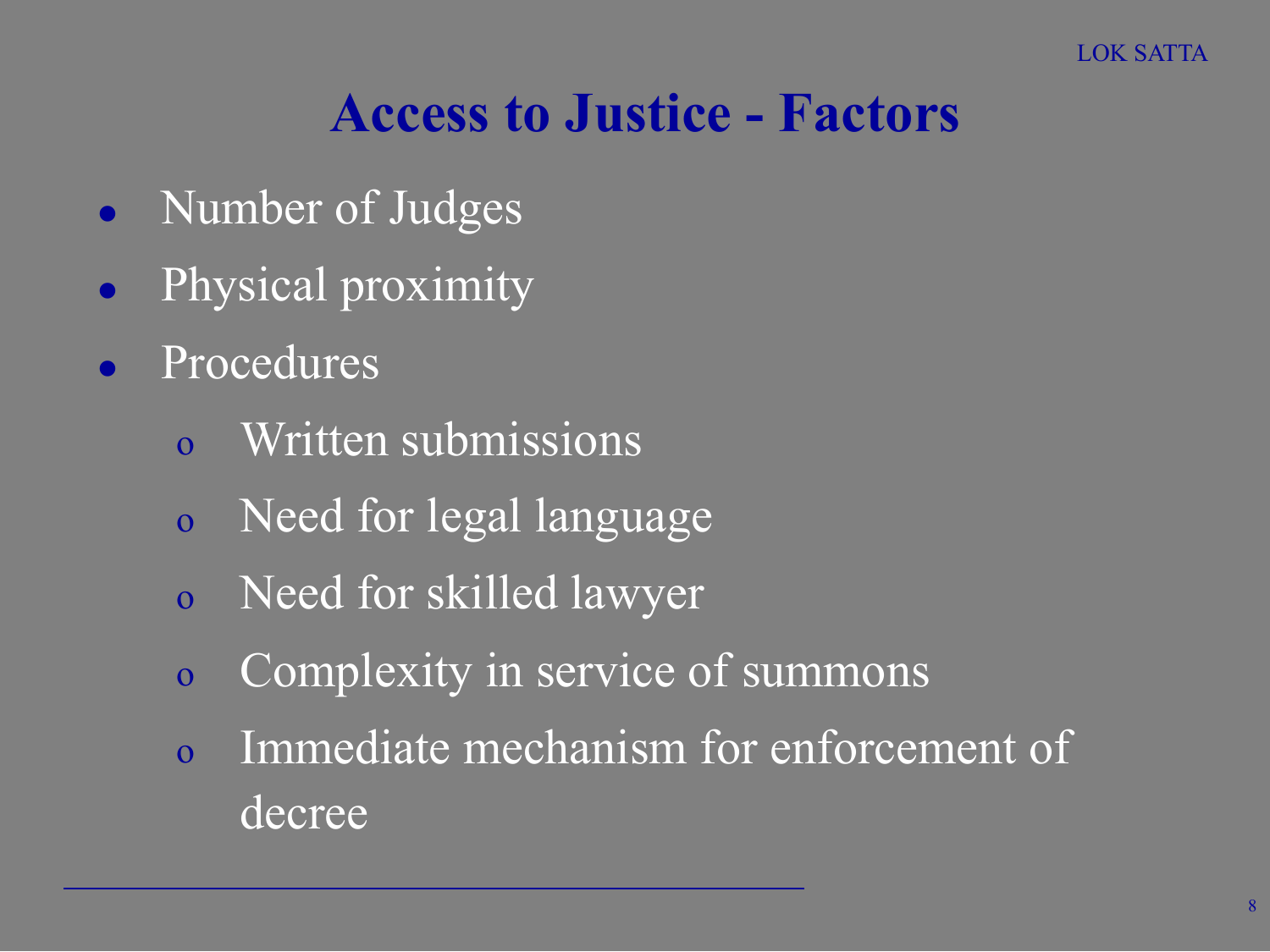# Access to Justice - Factors

- Number of Judges
- Physical proximity
- Procedures
  - Written submissions
  - Need for legal language
  - Need for skilled lawyer
  - Complexity in service of summons
  - Immediate mechanism for enforcement of decree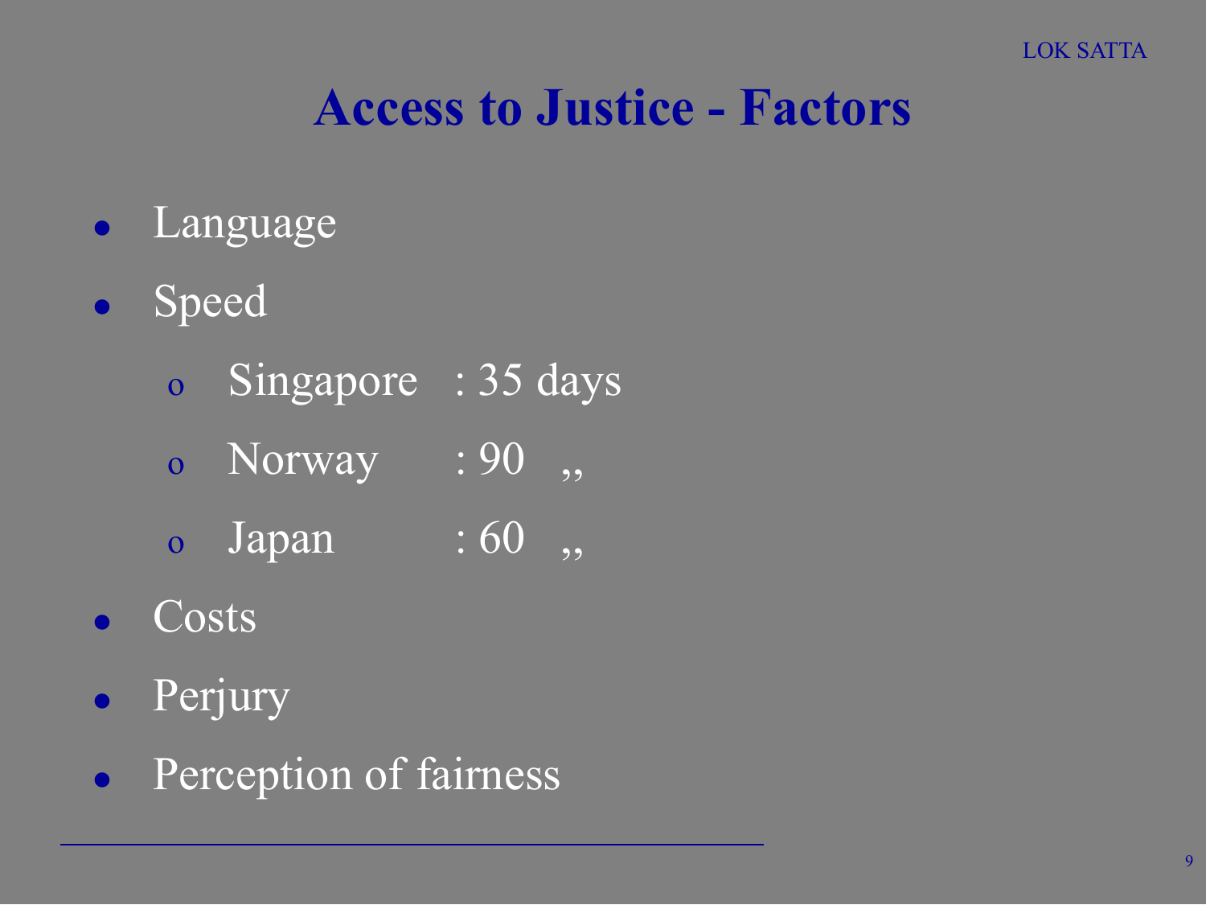# Access to Justice - Factors

- Language
- Speed
  - Singapore : 35 days
  - Norway : 90 ,,
  - Japan : 60 ,,
- Costs
- Perjury
- Perception of fairness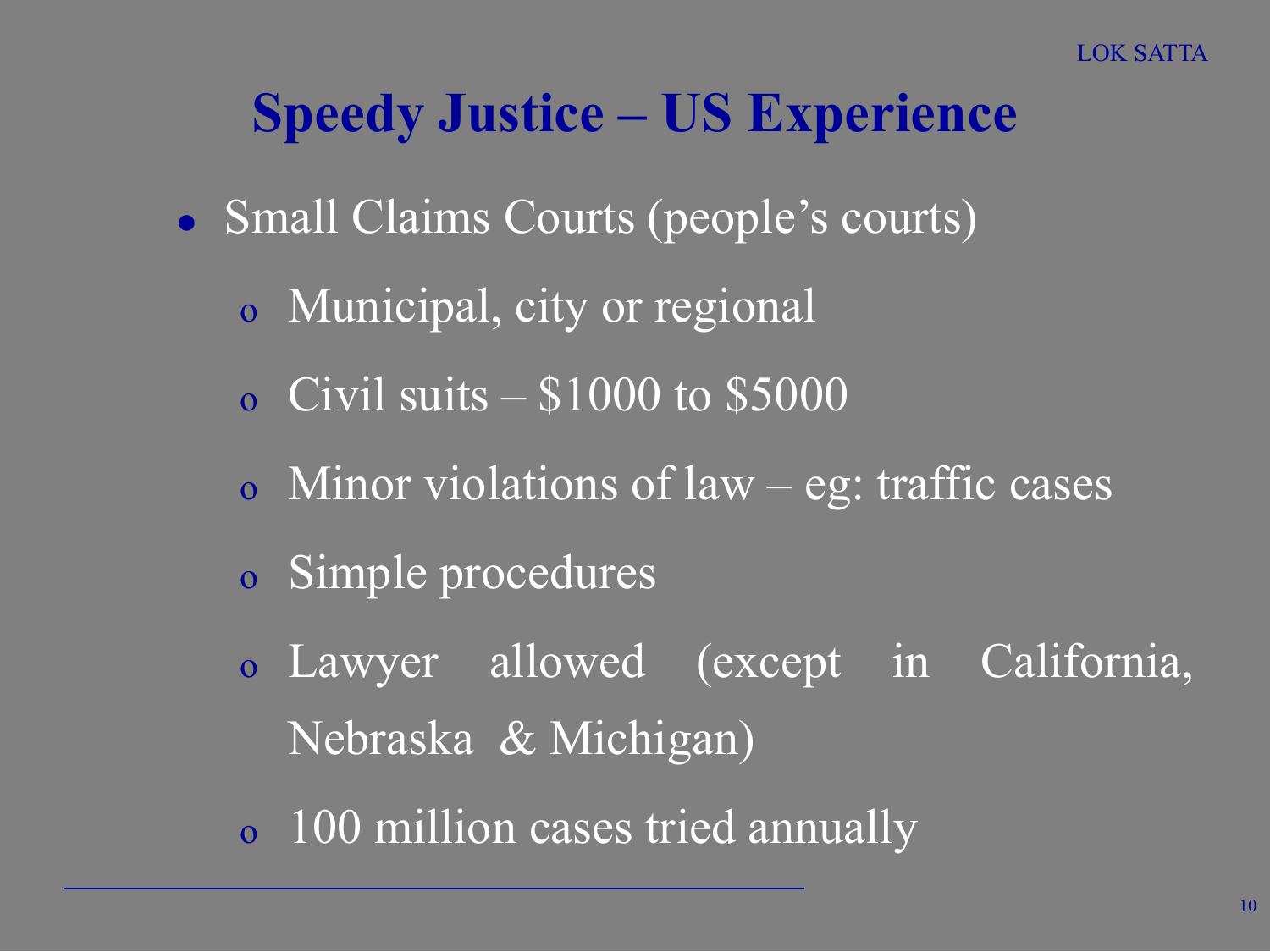# Speedy Justice – US Experience

- Small Claims Courts (people's courts)
  - Municipal, city or regional
  - Civil suits – $1000 to $5000
  - Minor violations of law – eg: traffic cases
  - Simple procedures
  - Lawyer allowed (except in California, Nebraska & Michigan)
  - 100 million cases tried annually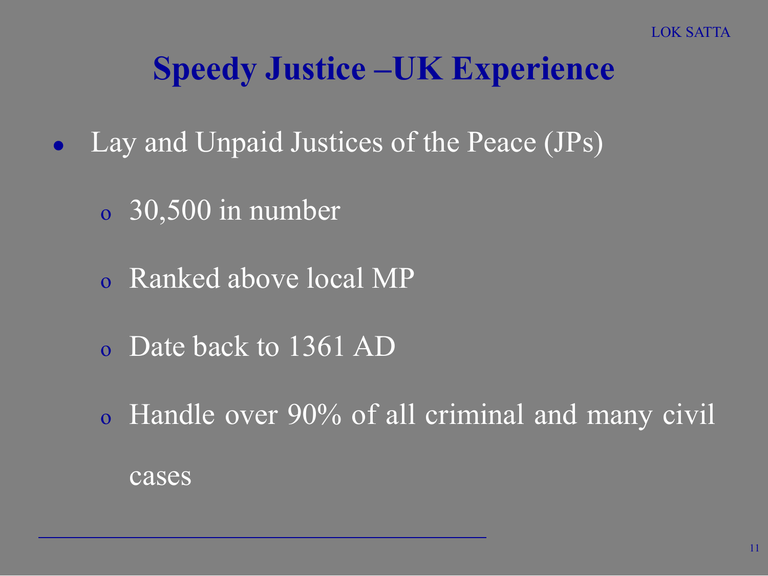# Speedy Justice –UK Experience

- Lay and Unpaid Justices of the Peace (JPs)
  - 30,500 in number
  - Ranked above local MP
  - Date back to 1361 AD
  - Handle over 90% of all criminal and many civil cases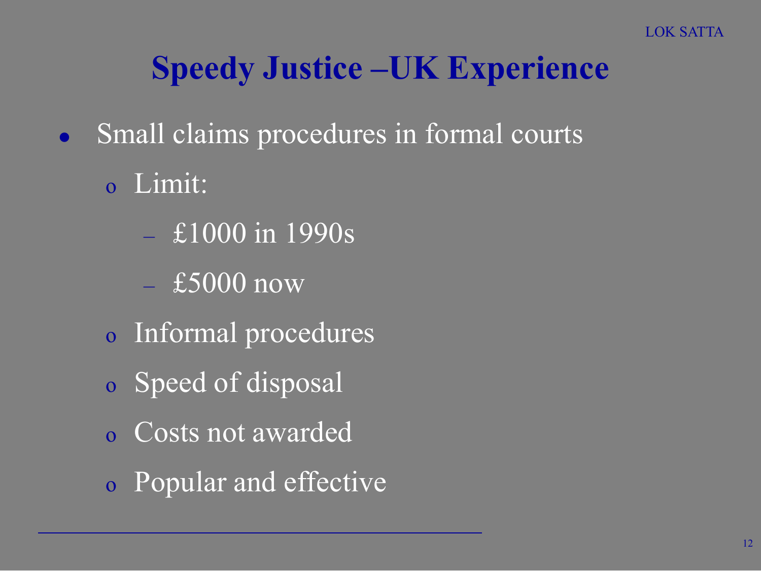# Speedy Justice –UK Experience

- Small claims procedures in formal courts
  - Limit:
    - £1000 in 1990s
    - £5000 now
  - Informal procedures
  - Speed of disposal
  - Costs not awarded
  - Popular and effective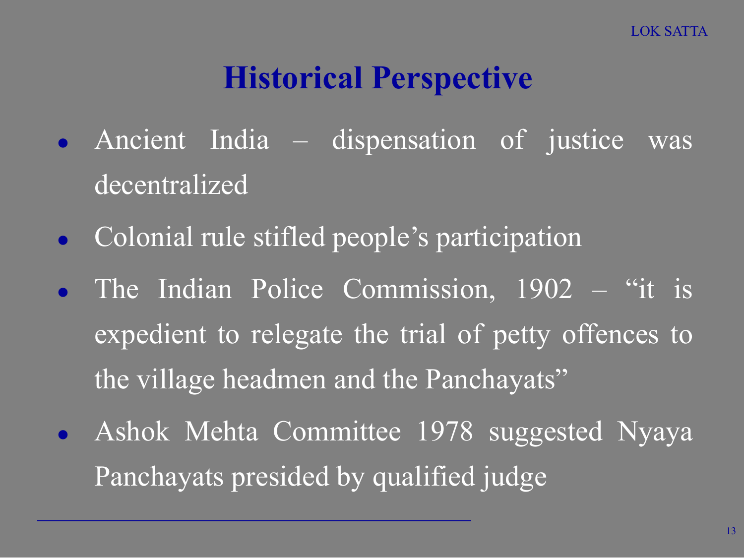# Historical Perspective

- Ancient India – dispensation of justice was decentralized
- Colonial rule stifled people's participation
- The Indian Police Commission, 1902 – "it is expedient to relegate the trial of petty offences to the village headmen and the Panchayats"
- Ashok Mehta Committee 1978 suggested Nyaya Panchayats presided by qualified judge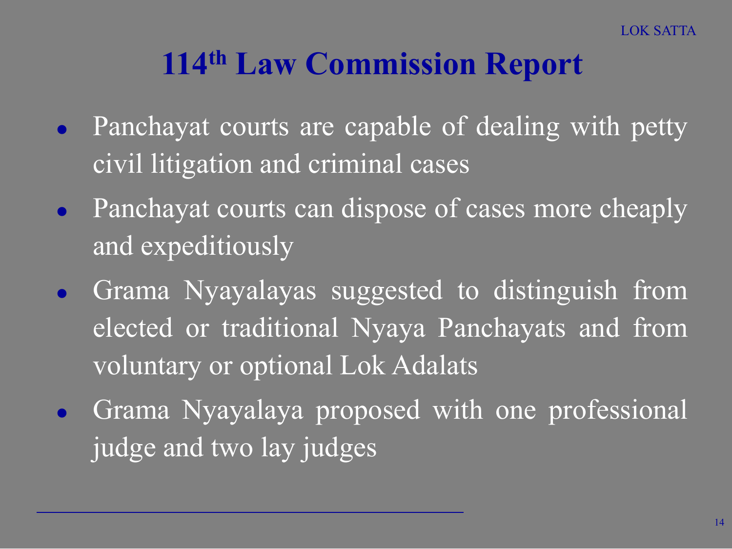# 114th Law Commission Report

- Panchayat courts are capable of dealing with petty civil litigation and criminal cases
- Panchayat courts can dispose of cases more cheaply and expeditiously
- Grama Nyayalayas suggested to distinguish from elected or traditional Nyaya Panchayats and from voluntary or optional Lok Adalats
- Grama Nyayalaya proposed with one professional judge and two lay judges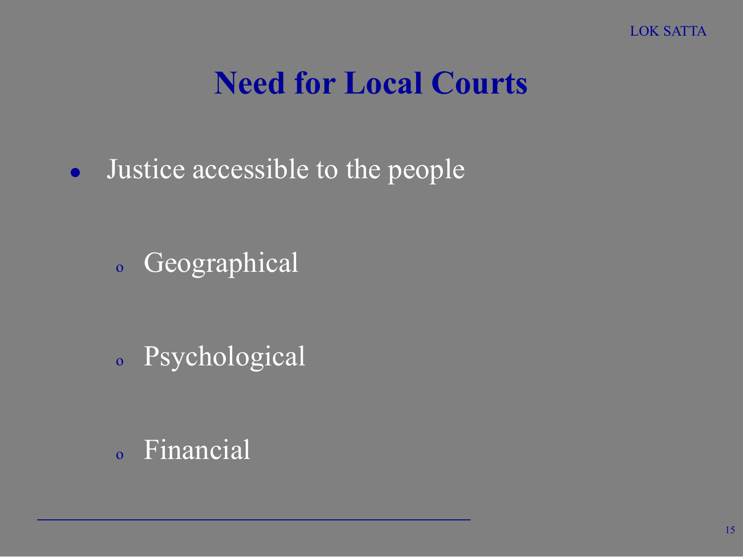# Need for Local Courts

- Justice accessible to the people
  - Geographical
  - Psychological
  - Financial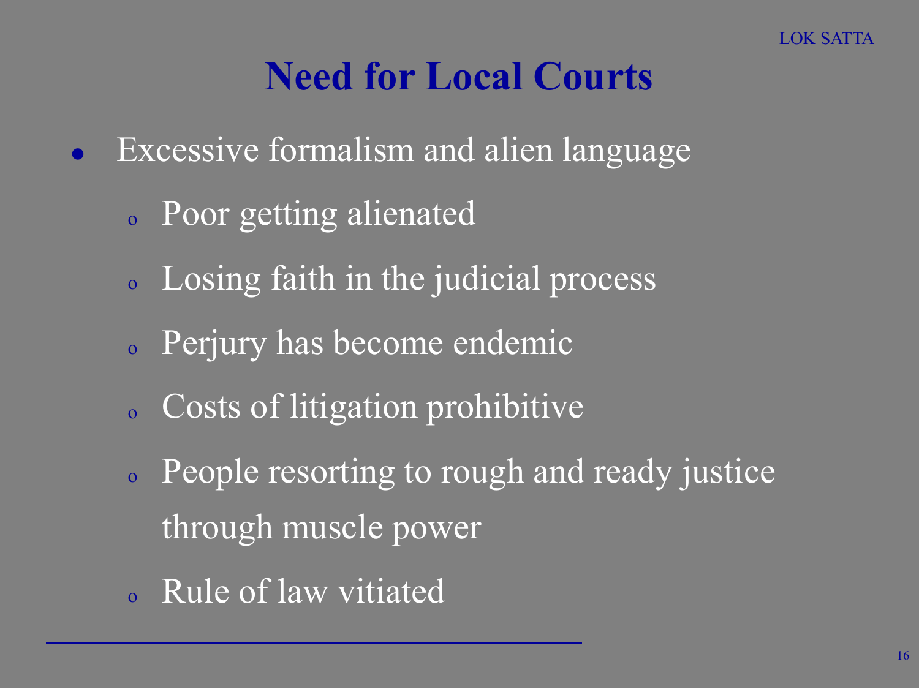# Need for Local Courts

- Excessive formalism and alien language
  - Poor getting alienated
  - Losing faith in the judicial process
  - Perjury has become endemic
  - Costs of litigation prohibitive
  - People resorting to rough and ready justice through muscle power
  - Rule of law vitiated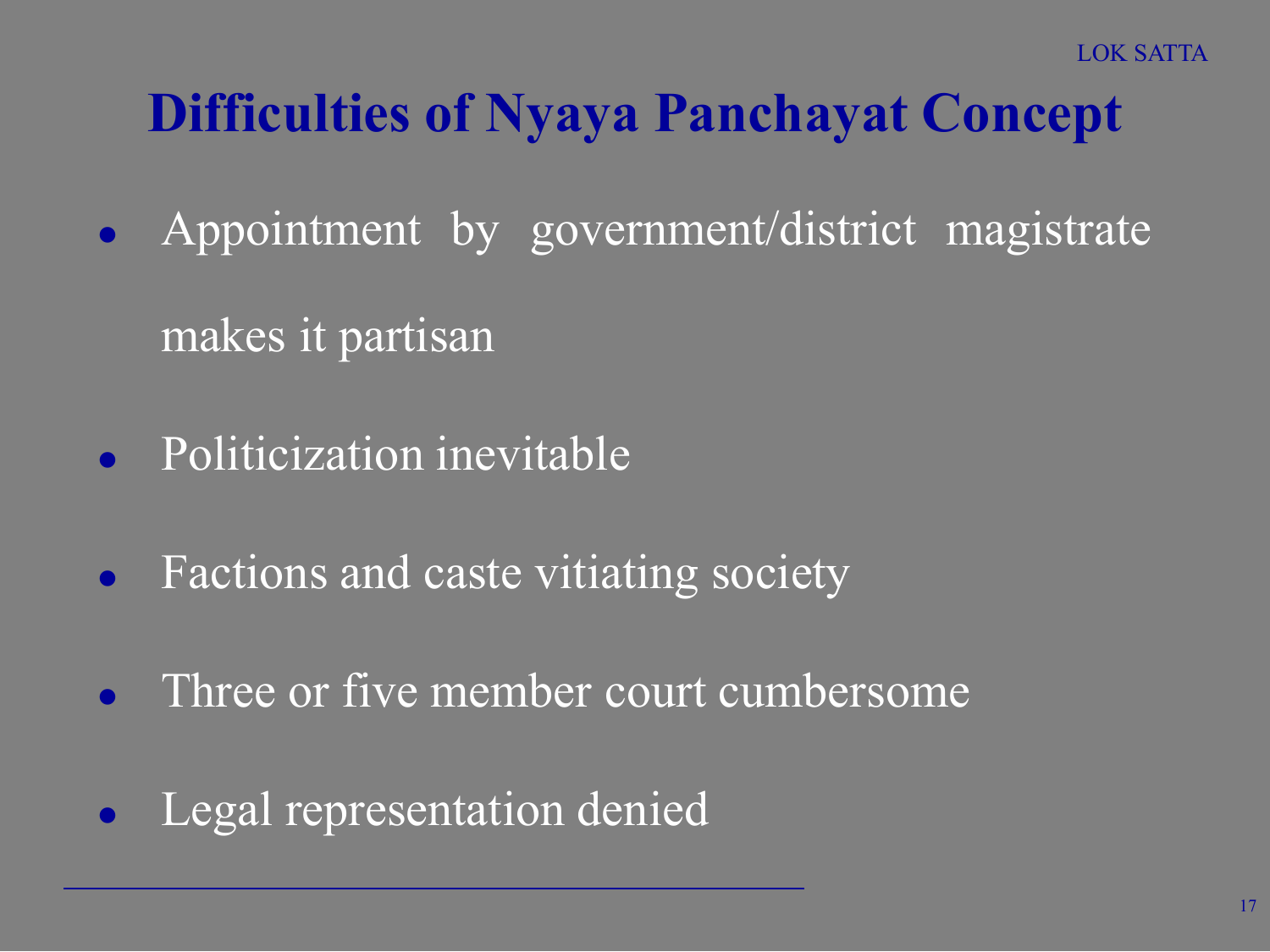# Difficulties of Nyaya Panchayat Concept

- Appointment by government/district magistrate makes it partisan
- Politicization inevitable
- Factions and caste vitiating society
- Three or five member court cumbersome
- Legal representation denied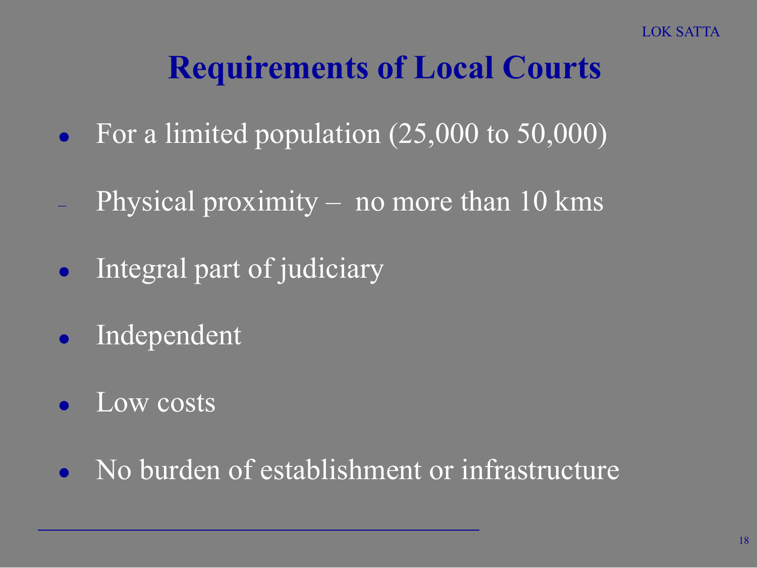# Requirements of Local Courts

- For a limited population (25,000 to 50,000)
  - Physical proximity – no more than 10 kms
- Integral part of judiciary
- Independent
- Low costs
- No burden of establishment or infrastructure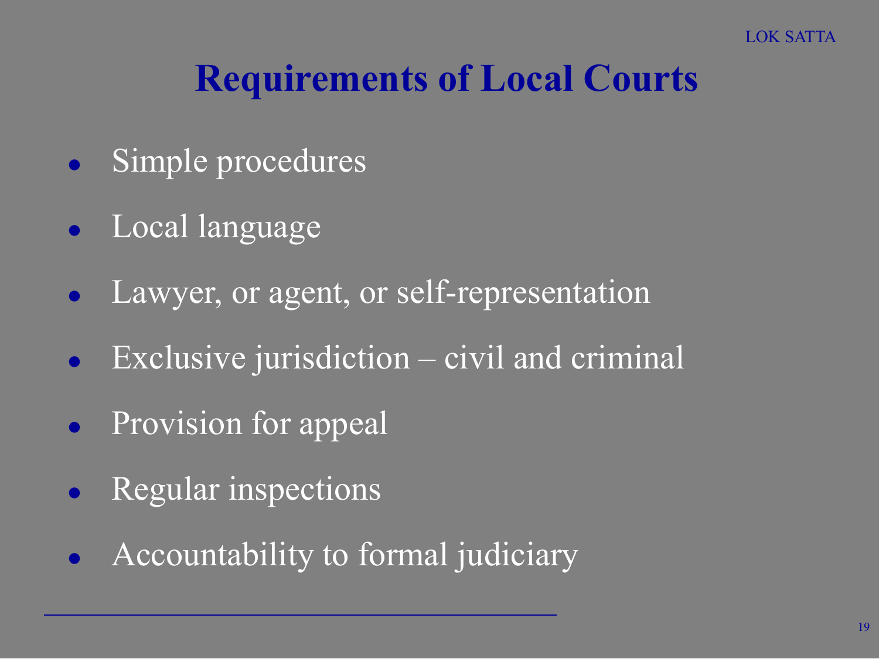# Requirements of Local Courts

- Simple procedures
- Local language
- Lawyer, or agent, or self-representation
- Exclusive jurisdiction – civil and criminal
- Provision for appeal
- Regular inspections
- Accountability to formal judiciary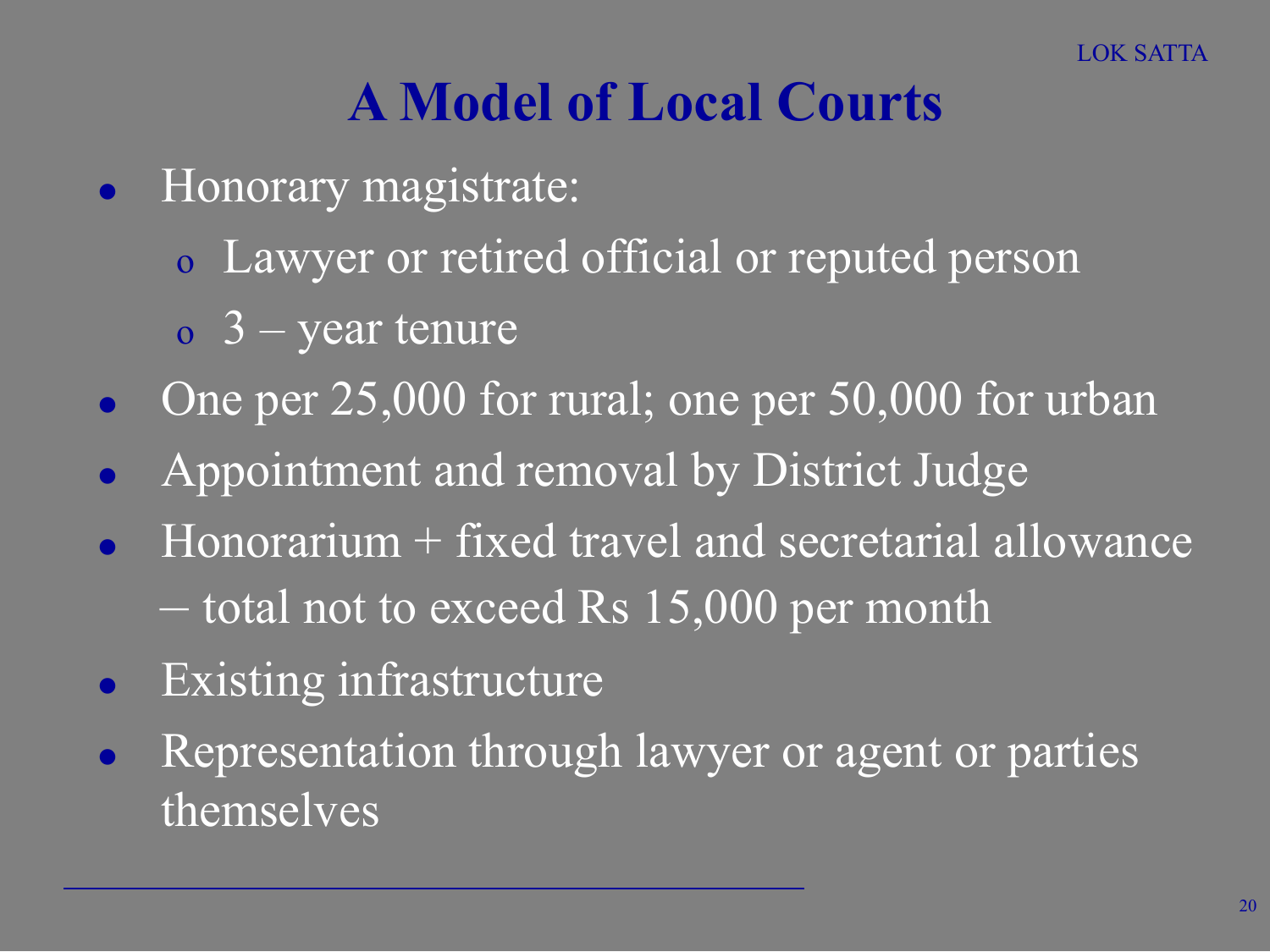# A Model of Local Courts

- Honorary magistrate:
  - Lawyer or retired official or reputed person
  - 3 – year tenure
- One per 25,000 for rural; one per 50,000 for urban
- Appointment and removal by District Judge
- Honorarium + fixed travel and secretarial allowance – total not to exceed Rs 15,000 per month
- Existing infrastructure
- Representation through lawyer or agent or parties themselves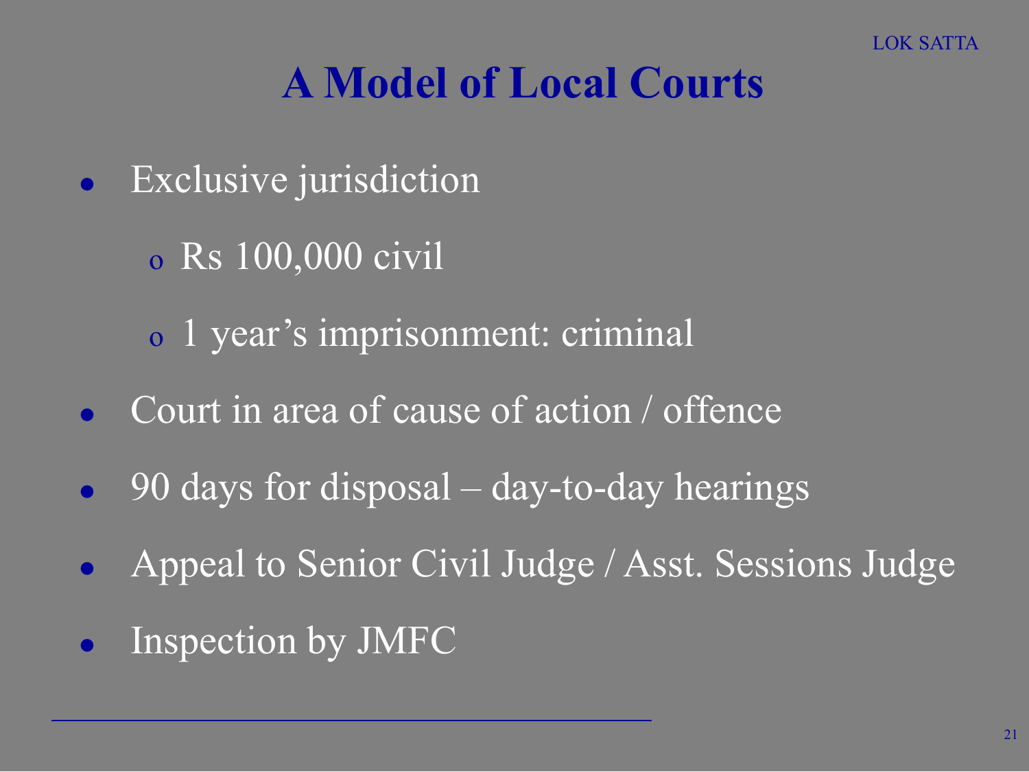# A Model of Local Courts

- Exclusive jurisdiction
  - Rs 100,000 civil
  - 1 year's imprisonment: criminal
- Court in area of cause of action / offence
- 90 days for disposal – day-to-day hearings
- Appeal to Senior Civil Judge / Asst. Sessions Judge
- Inspection by JMFC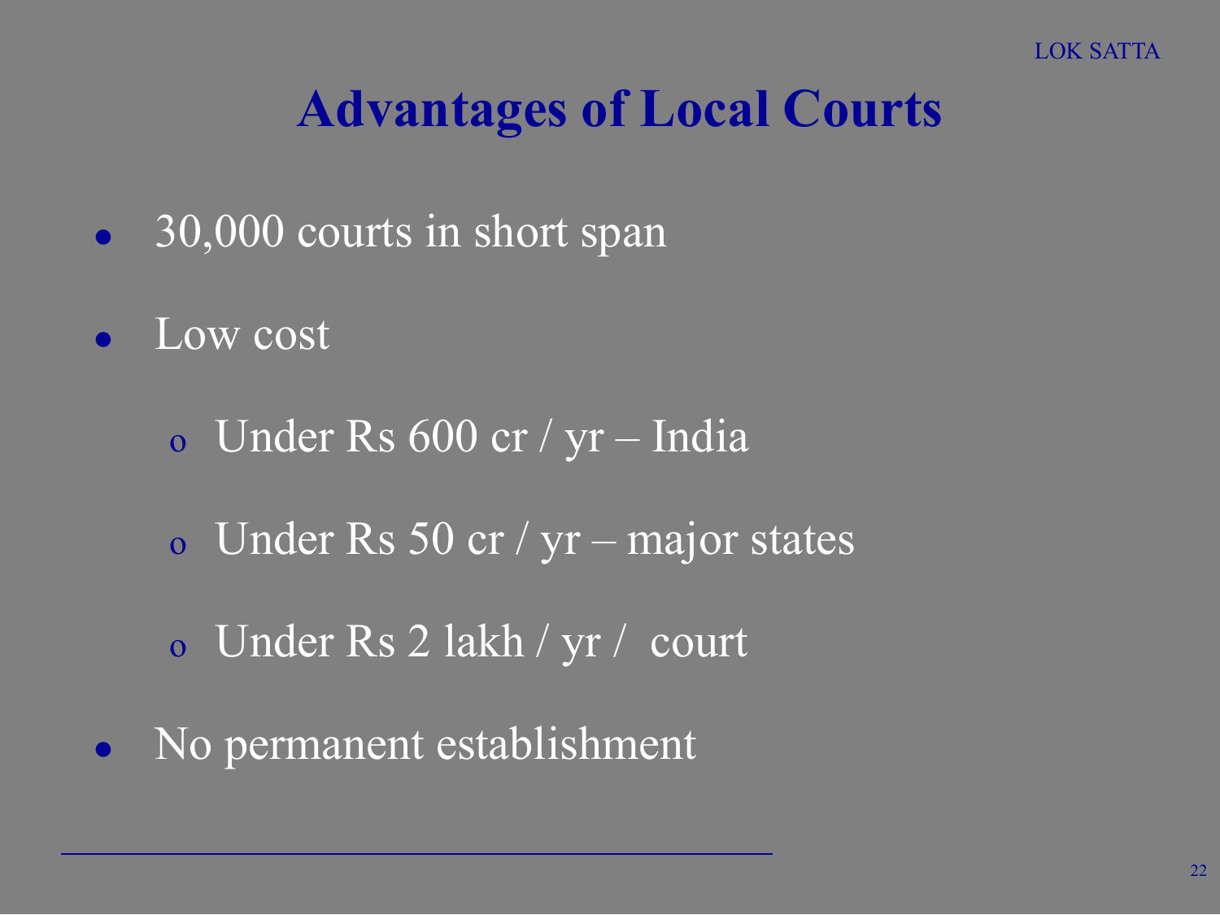# Advantages of Local Courts

- 30,000 courts in short span
- Low cost
  - Under Rs 600 cr / yr – India
  - Under Rs 50 cr / yr – major states
  - Under Rs 2 lakh / yr / court
- No permanent establishment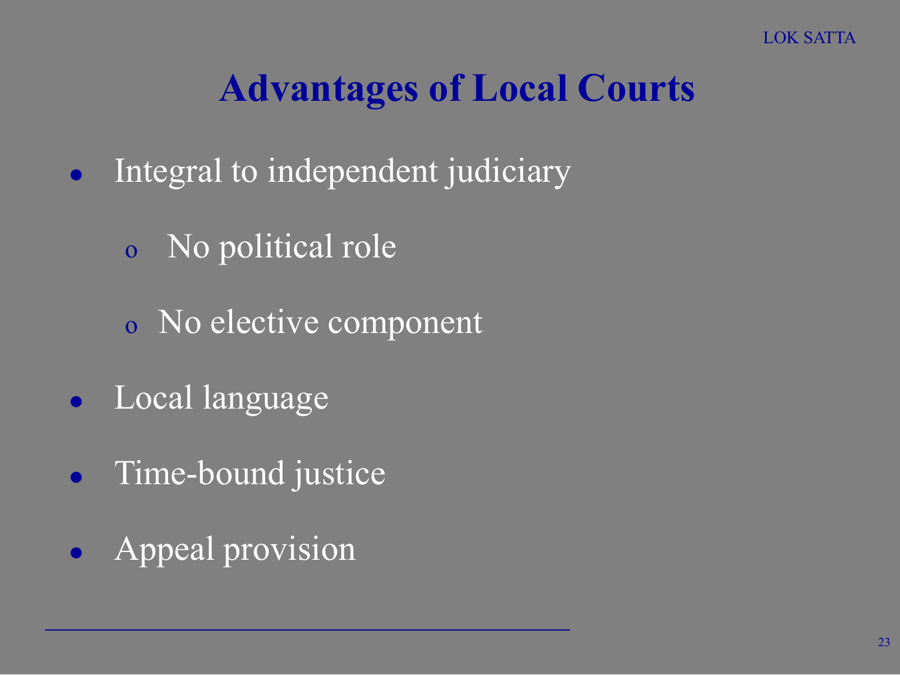# Advantages of Local Courts

- Integral to independent judiciary
  - No political role
  - No elective component
- Local language
- Time-bound justice
- Appeal provision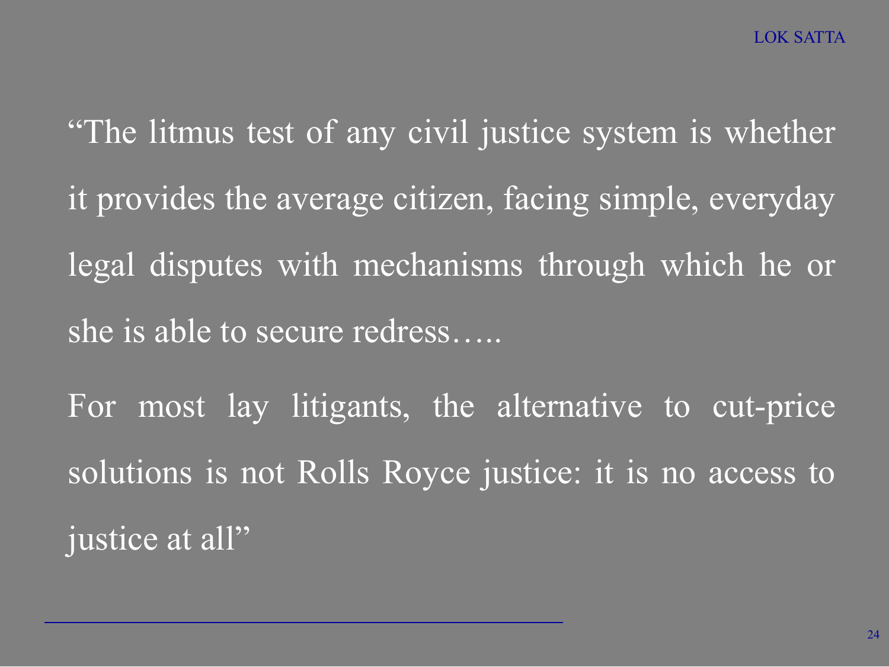"The litmus test of any civil justice system is whether it provides the average citizen, facing simple, everyday legal disputes with mechanisms through which he or she is able to secure redress…..

For most lay litigants, the alternative to cut-price solutions is not Rolls Royce justice: it is no access to justice at all"